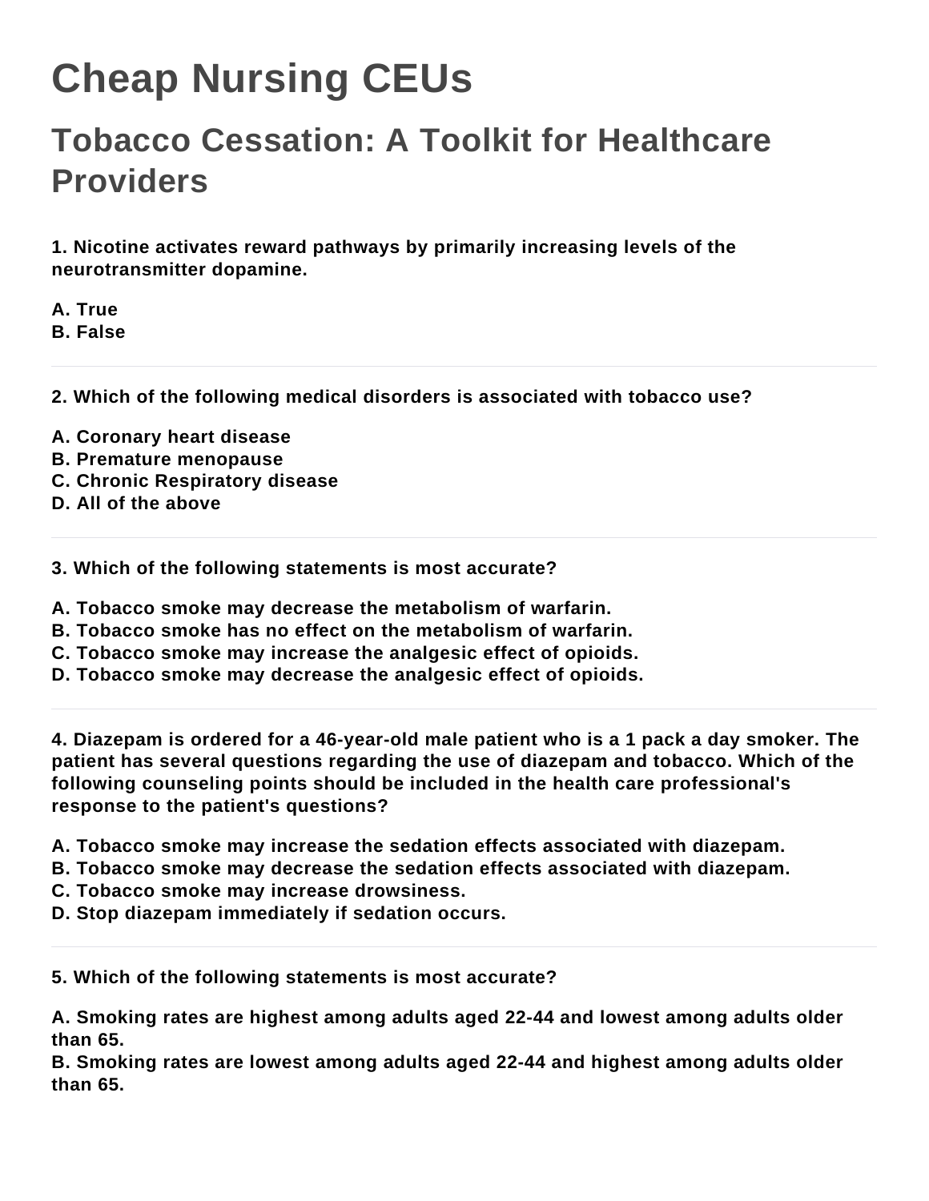# Cheap Nursing CEUs

## Tobacco Cessation: A Toolkit for Healthcare Providers

**1. Nicotine activates reward pathways by primarily increasing levels of the neurotransmitter dopamine.**

**A. True**
**B. False**

---

**2. Which of the following medical disorders is associated with tobacco use?**

**A. Coronary heart disease**
**B. Premature menopause**
**C. Chronic Respiratory disease**
**D. All of the above**

---

**3. Which of the following statements is most accurate?**

**A. Tobacco smoke may decrease the metabolism of warfarin.**
**B. Tobacco smoke has no effect on the metabolism of warfarin.**
**C. Tobacco smoke may increase the analgesic effect of opioids.**
**D. Tobacco smoke may decrease the analgesic effect of opioids.**

---

**4. Diazepam is ordered for a 46-year-old male patient who is a 1 pack a day smoker. The patient has several questions regarding the use of diazepam and tobacco. Which of the following counseling points should be included in the health care professional's response to the patient's questions?**

**A. Tobacco smoke may increase the sedation effects associated with diazepam.**
**B. Tobacco smoke may decrease the sedation effects associated with diazepam.**
**C. Tobacco smoke may increase drowsiness.**
**D. Stop diazepam immediately if sedation occurs.**

---

**5. Which of the following statements is most accurate?**

**A. Smoking rates are highest among adults aged 22-44 and lowest among adults older than 65.**
**B. Smoking rates are lowest among adults aged 22-44 and highest among adults older than 65.**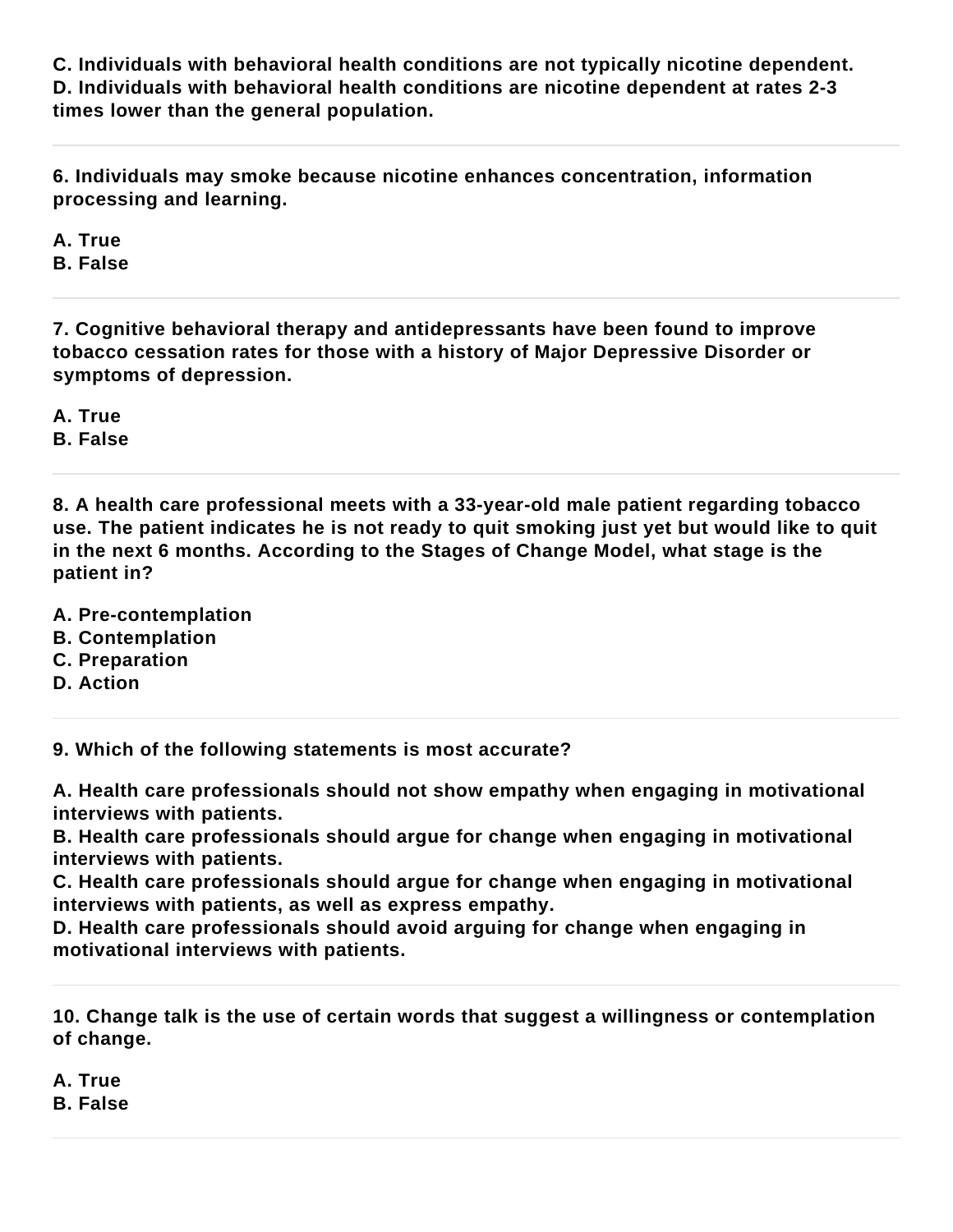**C. Individuals with behavioral health conditions are not typically nicotine dependent.**
**D. Individuals with behavioral health conditions are nicotine dependent at rates 2-3 times lower than the general population.**

---

**6. Individuals may smoke because nicotine enhances concentration, information processing and learning.**

**A. True**
**B. False**

---

**7. Cognitive behavioral therapy and antidepressants have been found to improve tobacco cessation rates for those with a history of Major Depressive Disorder or symptoms of depression.**

**A. True**
**B. False**

---

**8. A health care professional meets with a 33-year-old male patient regarding tobacco use. The patient indicates he is not ready to quit smoking just yet but would like to quit in the next 6 months. According to the Stages of Change Model, what stage is the patient in?**

**A. Pre-contemplation**
**B. Contemplation**
**C. Preparation**
**D. Action**

---

**9. Which of the following statements is most accurate?**

**A. Health care professionals should not show empathy when engaging in motivational interviews with patients.**
**B. Health care professionals should argue for change when engaging in motivational interviews with patients.**
**C. Health care professionals should argue for change when engaging in motivational interviews with patients, as well as express empathy.**
**D. Health care professionals should avoid arguing for change when engaging in motivational interviews with patients.**

---

**10. Change talk is the use of certain words that suggest a willingness or contemplation of change.**

**A. True**
**B. False**

---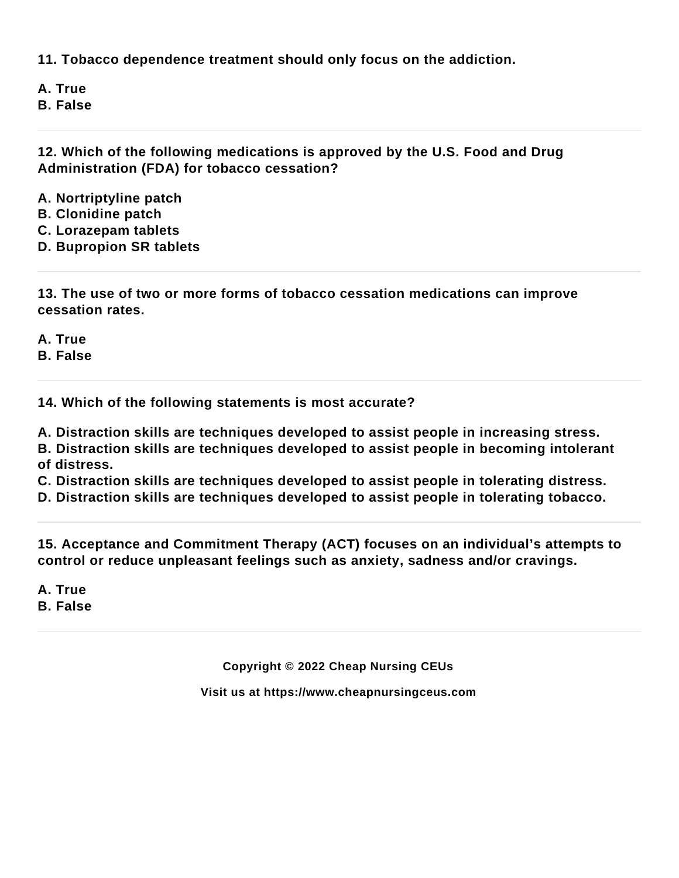**11. Tobacco dependence treatment should only focus on the addiction.**

**A. True**
**B. False**

---

**12. Which of the following medications is approved by the U.S. Food and Drug Administration (FDA) for tobacco cessation?**

**A. Nortriptyline patch**
**B. Clonidine patch**
**C. Lorazepam tablets**
**D. Bupropion SR tablets**

---

**13. The use of two or more forms of tobacco cessation medications can improve cessation rates.**

**A. True**
**B. False**

---

**14. Which of the following statements is most accurate?**

**A. Distraction skills are techniques developed to assist people in increasing stress.**
**B. Distraction skills are techniques developed to assist people in becoming intolerant of distress.**
**C. Distraction skills are techniques developed to assist people in tolerating distress.**
**D. Distraction skills are techniques developed to assist people in tolerating tobacco.**

---

**15. Acceptance and Commitment Therapy (ACT) focuses on an individual's attempts to control or reduce unpleasant feelings such as anxiety, sadness and/or cravings.**

**A. True**
**B. False**

---

**Copyright © 2022 Cheap Nursing CEUs**

**Visit us at https://www.cheapnursingceus.com**